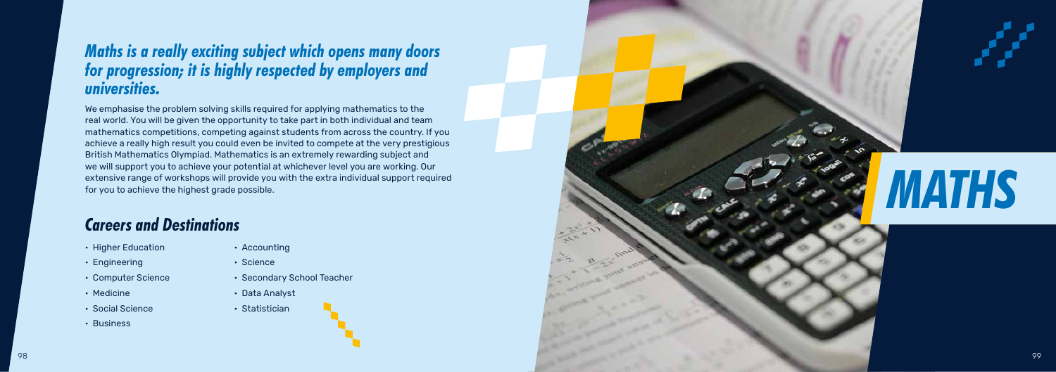# MATHS

## *Maths is a really exciting subject which opens many doors for progression; it is highly respected by employers and universities.*

We emphasise the problem solving skills required for applying mathematics to the real world. You will be given the opportunity to take part in both individual and team mathematics competitions, competing against students from across the country. If you achieve a really high result you could even be invited to compete at the very prestigious British Mathematics Olympiad. Mathematics is an extremely rewarding subject and we will support you to achieve your potential at whichever level you are working. Our extensive range of workshops will provide you with the extra individual support required for you to achieve the highest grade possible.

## *Careers and Destinations*

- Higher Education
- Engineering
- Computer Science
- Medicine
- Social Science
- Business
- Accounting
- Science
- Secondary School Teacher
- Data Analyst
- Statistician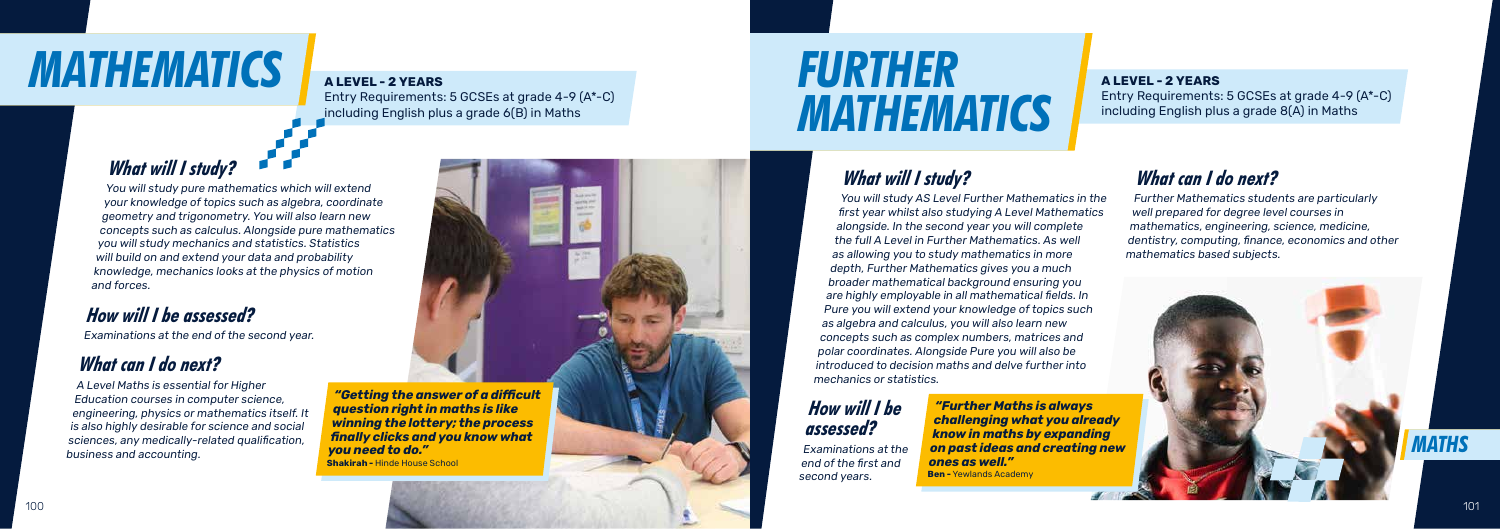# MATHEMATICS

**A LEVEL - 2 YEARS**
Entry Requirements: 5 GCSEs at grade 4-9 (A*-C) including English plus a grade 6(B) in Maths

## What will I study?

You will study pure mathematics which will extend your knowledge of topics such as algebra, coordinate geometry and trigonometry. You will also learn new concepts such as calculus. Alongside pure mathematics you will study mechanics and statistics. Statistics will build on and extend your data and probability knowledge, mechanics looks at the physics of motion and forces.

## How will I be assessed?

Examinations at the end of the second year.

## What can I do next?

A Level Maths is essential for Higher Education courses in computer science, engineering, physics or mathematics itself. It is also highly desirable for science and social sciences, any medically-related qualification, business and accounting.

***"Getting the answer of a difficult question right in maths is like winning the lottery; the process finally clicks and you know what you need to do."***
**Shakirah -** Hinde House School

# FURTHER MATHEMATICS

**A LEVEL - 2 YEARS**
Entry Requirements: 5 GCSEs at grade 4-9 (A*-C) including English plus a grade 8(A) in Maths

## What will I study?

You will study AS Level Further Mathematics in the first year whilst also studying A Level Mathematics alongside. In the second year you will complete the full A Level in Further Mathematics. As well as allowing you to study mathematics in more depth, Further Mathematics gives you a much broader mathematical background ensuring you are highly employable in all mathematical fields. In Pure you will extend your knowledge of topics such as algebra and calculus, you will also learn new concepts such as complex numbers, matrices and polar coordinates. Alongside Pure you will also be introduced to decision maths and delve further into mechanics or statistics.

## How will I be assessed?

Examinations at the end of the first and second years.

***"Further Maths is always challenging what you already know in maths by expanding on past ideas and creating new ones as well."***
**Ben -** Yewlands Academy

## What can I do next?

Further Mathematics students are particularly well prepared for degree level courses in mathematics, engineering, science, medicine, dentistry, computing, finance, economics and other mathematics based subjects.

MATHS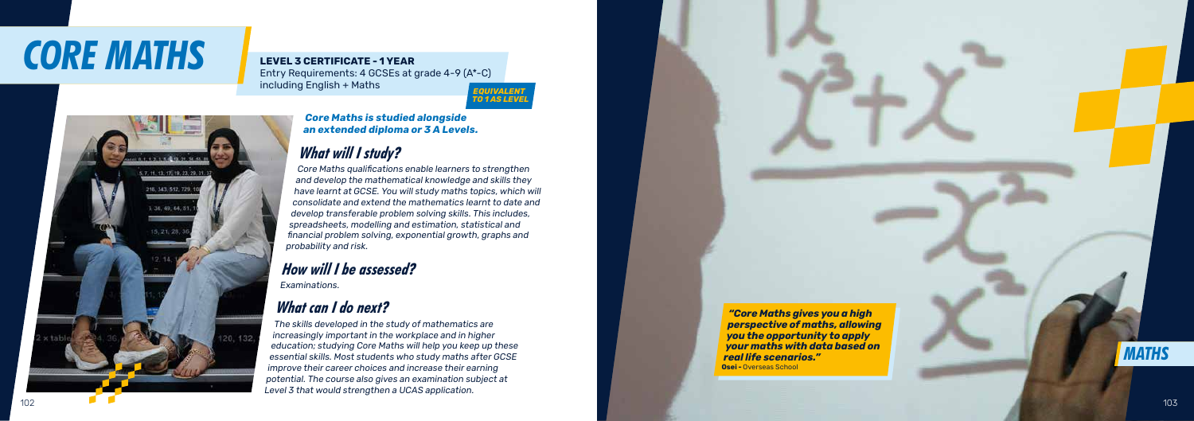# CORE MATHS

**LEVEL 3 CERTIFICATE - 1 YEAR**

Entry Requirements: 4 GCSEs at grade 4-9 (A*-C) including English + Maths

***EQUIVALENT TO 1 AS LEVEL***

***Core Maths is studied alongside an extended diploma or 3 A Levels.***

## *What will I study?*

*Core Maths qualifications enable learners to strengthen and develop the mathematical knowledge and skills they have learnt at GCSE. You will study maths topics, which will consolidate and extend the mathematics learnt to date and develop transferable problem solving skills. This includes, spreadsheets, modelling and estimation, statistical and financial problem solving, exponential growth, graphs and probability and risk.*

## *How will I be assessed?*

*Examinations.*

## *What can I do next?*

*The skills developed in the study of mathematics are increasingly important in the workplace and in higher education; studying Core Maths will help you keep up these essential skills. Most students who study maths after GCSE improve their career choices and increase their earning potential. The course also gives an examination subject at Level 3 that would strengthen a UCAS application.*

***"Core Maths gives you a high perspective of maths, allowing you the opportunity to apply your maths with data based on real life scenarios."***

**Osei -** Overseas School

***MATHS***